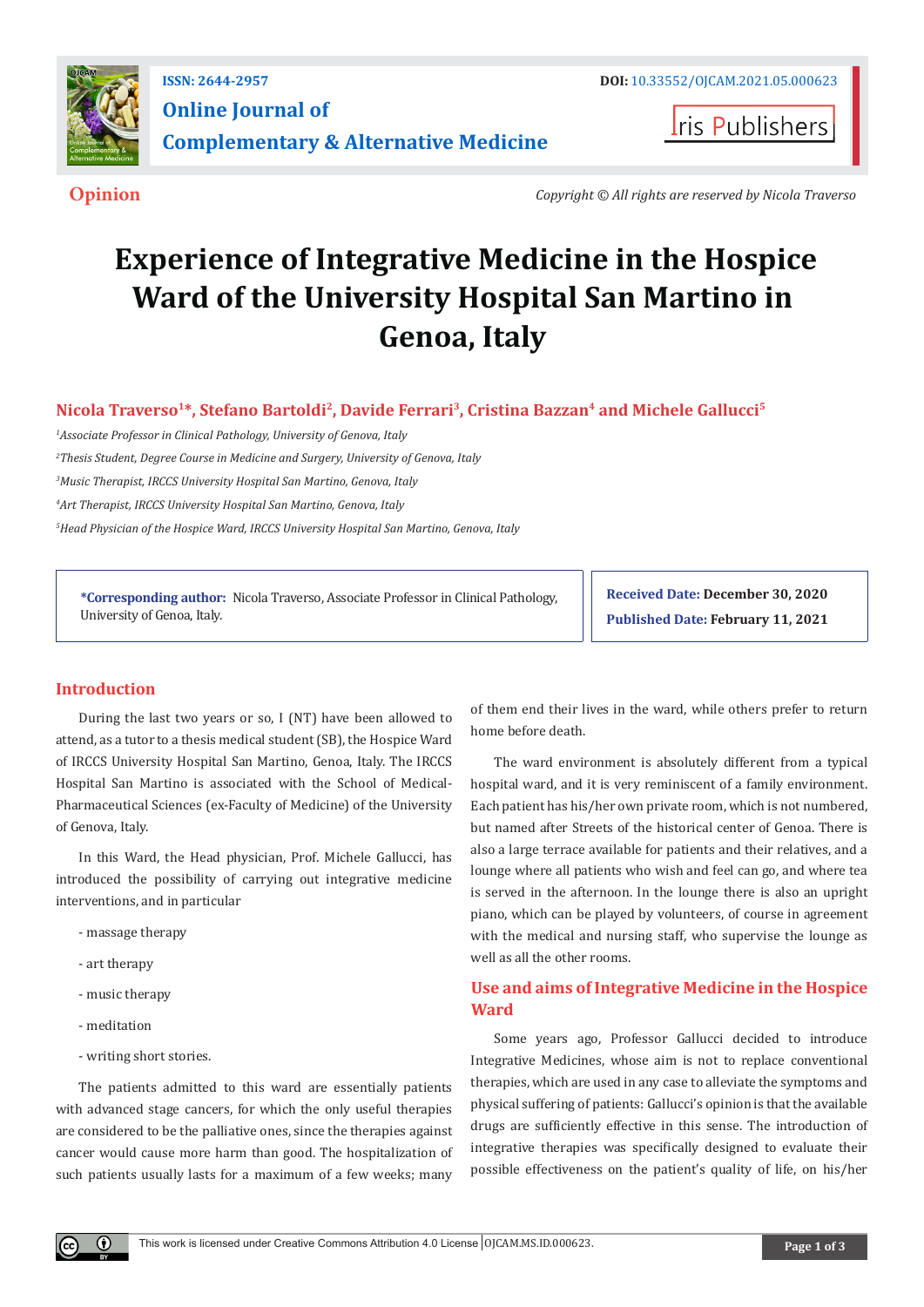Opinion

Copyright © All rights are reserved by Nicola Traverso

# Experience of Integrative Medicine in the Hospice Ward of the University Hospital San Martino in Genoa, Italy

**Nicola Traverso[1]*, Stefano Bartoldi[2], Davide Ferrari[3], Cristina Bazzan[4] and Michele Gallucci[5]**

*[1]Associate Professor in Clinical Pathology, University of Genova, Italy*

*[2]Thesis Student, Degree Course in Medicine and Surgery, University of Genova, Italy*

*[3]Music Therapist, IRCCS University Hospital San Martino, Genova, Italy*

*[4]Art Therapist, IRCCS University Hospital San Martino, Genova, Italy*

*[5]Head Physician of the Hospice Ward, IRCCS University Hospital San Martino, Genova, Italy*

**\*Corresponding author:** Nicola Traverso, Associate Professor in Clinical Pathology, University of Genoa, Italy.

**Received Date:** December 30, 2020

**Published Date:** February 11, 2021

## Introduction

During the last two years or so, I (NT) have been allowed to attend, as a tutor to a thesis medical student (SB), the Hospice Ward of IRCCS University Hospital San Martino, Genoa, Italy. The IRCCS Hospital San Martino is associated with the School of Medical-Pharmaceutical Sciences (ex-Faculty of Medicine) of the University of Genova, Italy.

In this Ward, the Head physician, Prof. Michele Gallucci, has introduced the possibility of carrying out integrative medicine interventions, and in particular

- massage therapy
- art therapy
- music therapy
- meditation
- writing short stories.

The patients admitted to this ward are essentially patients with advanced stage cancers, for which the only useful therapies are considered to be the palliative ones, since the therapies against cancer would cause more harm than good. The hospitalization of such patients usually lasts for a maximum of a few weeks; many of them end their lives in the ward, while others prefer to return home before death.

The ward environment is absolutely different from a typical hospital ward, and it is very reminiscent of a family environment. Each patient has his/her own private room, which is not numbered, but named after Streets of the historical center of Genoa. There is also a large terrace available for patients and their relatives, and a lounge where all patients who wish and feel can go, and where tea is served in the afternoon. In the lounge there is also an upright piano, which can be played by volunteers, of course in agreement with the medical and nursing staff, who supervise the lounge as well as all the other rooms.

## Use and aims of Integrative Medicine in the Hospice Ward

Some years ago, Professor Gallucci decided to introduce Integrative Medicines, whose aim is not to replace conventional therapies, which are used in any case to alleviate the symptoms and physical suffering of patients: Gallucci's opinion is that the available drugs are sufficiently effective in this sense. The introduction of integrative therapies was specifically designed to evaluate their possible effectiveness on the patient's quality of life, on his/her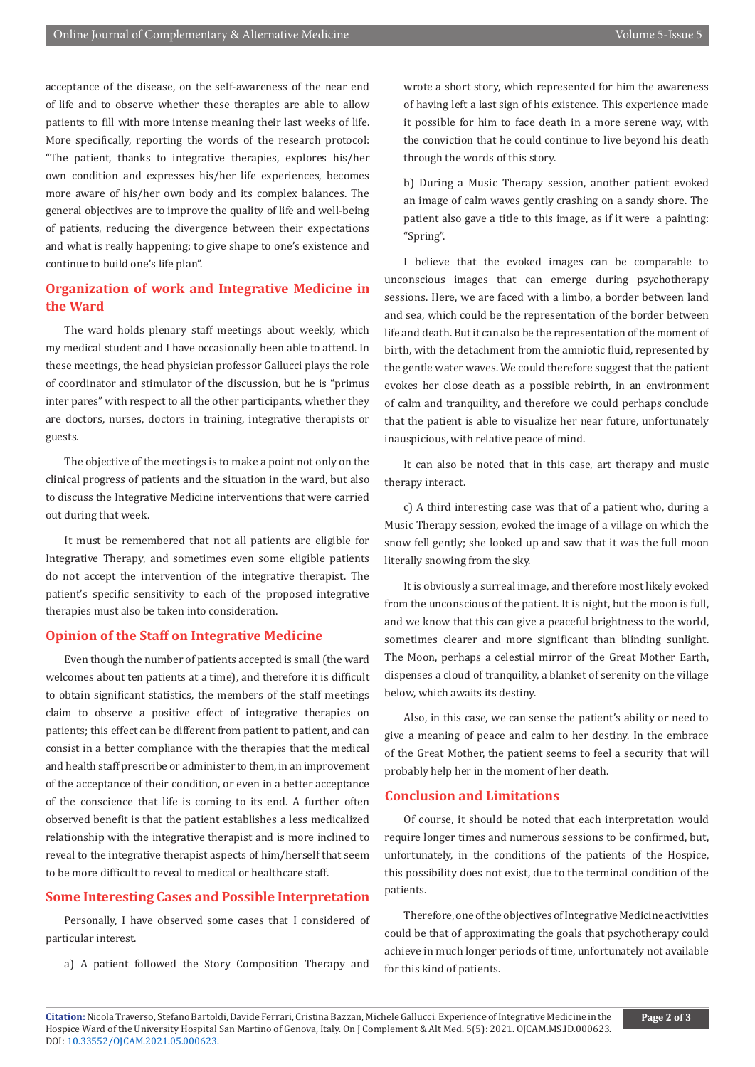acceptance of the disease, on the self-awareness of the near end of life and to observe whether these therapies are able to allow patients to fill with more intense meaning their last weeks of life. More specifically, reporting the words of the research protocol: "The patient, thanks to integrative therapies, explores his/her own condition and expresses his/her life experiences, becomes more aware of his/her own body and its complex balances. The general objectives are to improve the quality of life and well-being of patients, reducing the divergence between their expectations and what is really happening; to give shape to one's existence and continue to build one's life plan".

## Organization of work and Integrative Medicine in the Ward

The ward holds plenary staff meetings about weekly, which my medical student and I have occasionally been able to attend. In these meetings, the head physician professor Gallucci plays the role of coordinator and stimulator of the discussion, but he is "primus inter pares" with respect to all the other participants, whether they are doctors, nurses, doctors in training, integrative therapists or guests.

The objective of the meetings is to make a point not only on the clinical progress of patients and the situation in the ward, but also to discuss the Integrative Medicine interventions that were carried out during that week.

It must be remembered that not all patients are eligible for Integrative Therapy, and sometimes even some eligible patients do not accept the intervention of the integrative therapist. The patient's specific sensitivity to each of the proposed integrative therapies must also be taken into consideration.

## Opinion of the Staff on Integrative Medicine

Even though the number of patients accepted is small (the ward welcomes about ten patients at a time), and therefore it is difficult to obtain significant statistics, the members of the staff meetings claim to observe a positive effect of integrative therapies on patients; this effect can be different from patient to patient, and can consist in a better compliance with the therapies that the medical and health staff prescribe or administer to them, in an improvement of the acceptance of their condition, or even in a better acceptance of the conscience that life is coming to its end. A further often observed benefit is that the patient establishes a less medicalized relationship with the integrative therapist and is more inclined to reveal to the integrative therapist aspects of him/herself that seem to be more difficult to reveal to medical or healthcare staff.

## Some Interesting Cases and Possible Interpretation

Personally, I have observed some cases that I considered of particular interest.

a) A patient followed the Story Composition Therapy and wrote a short story, which represented for him the awareness of having left a last sign of his existence. This experience made it possible for him to face death in a more serene way, with the conviction that he could continue to live beyond his death through the words of this story.

b) During a Music Therapy session, another patient evoked an image of calm waves gently crashing on a sandy shore. The patient also gave a title to this image, as if it were a painting: "Spring".

I believe that the evoked images can be comparable to unconscious images that can emerge during psychotherapy sessions. Here, we are faced with a limbo, a border between land and sea, which could be the representation of the border between life and death. But it can also be the representation of the moment of birth, with the detachment from the amniotic fluid, represented by the gentle water waves. We could therefore suggest that the patient evokes her close death as a possible rebirth, in an environment of calm and tranquility, and therefore we could perhaps conclude that the patient is able to visualize her near future, unfortunately inauspicious, with relative peace of mind.

It can also be noted that in this case, art therapy and music therapy interact.

c) A third interesting case was that of a patient who, during a Music Therapy session, evoked the image of a village on which the snow fell gently; she looked up and saw that it was the full moon literally snowing from the sky.

It is obviously a surreal image, and therefore most likely evoked from the unconscious of the patient. It is night, but the moon is full, and we know that this can give a peaceful brightness to the world, sometimes clearer and more significant than blinding sunlight. The Moon, perhaps a celestial mirror of the Great Mother Earth, dispenses a cloud of tranquility, a blanket of serenity on the village below, which awaits its destiny.

Also, in this case, we can sense the patient's ability or need to give a meaning of peace and calm to her destiny. In the embrace of the Great Mother, the patient seems to feel a security that will probably help her in the moment of her death.

## Conclusion and Limitations

Of course, it should be noted that each interpretation would require longer times and numerous sessions to be confirmed, but, unfortunately, in the conditions of the patients of the Hospice, this possibility does not exist, due to the terminal condition of the patients.

Therefore, one of the objectives of Integrative Medicine activities could be that of approximating the goals that psychotherapy could achieve in much longer periods of time, unfortunately not available for this kind of patients.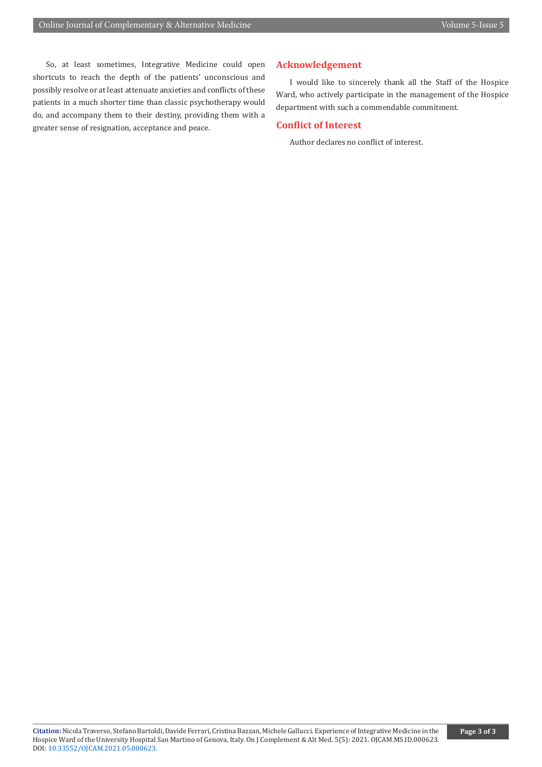So, at least sometimes, Integrative Medicine could open shortcuts to reach the depth of the patients' unconscious and possibly resolve or at least attenuate anxieties and conflicts of these patients in a much shorter time than classic psychotherapy would do, and accompany them to their destiny, providing them with a greater sense of resignation, acceptance and peace.

## Acknowledgement

I would like to sincerely thank all the Staff of the Hospice Ward, who actively participate in the management of the Hospice department with such a commendable commitment.

## Conflict of Interest

Author declares no conflict of interest.